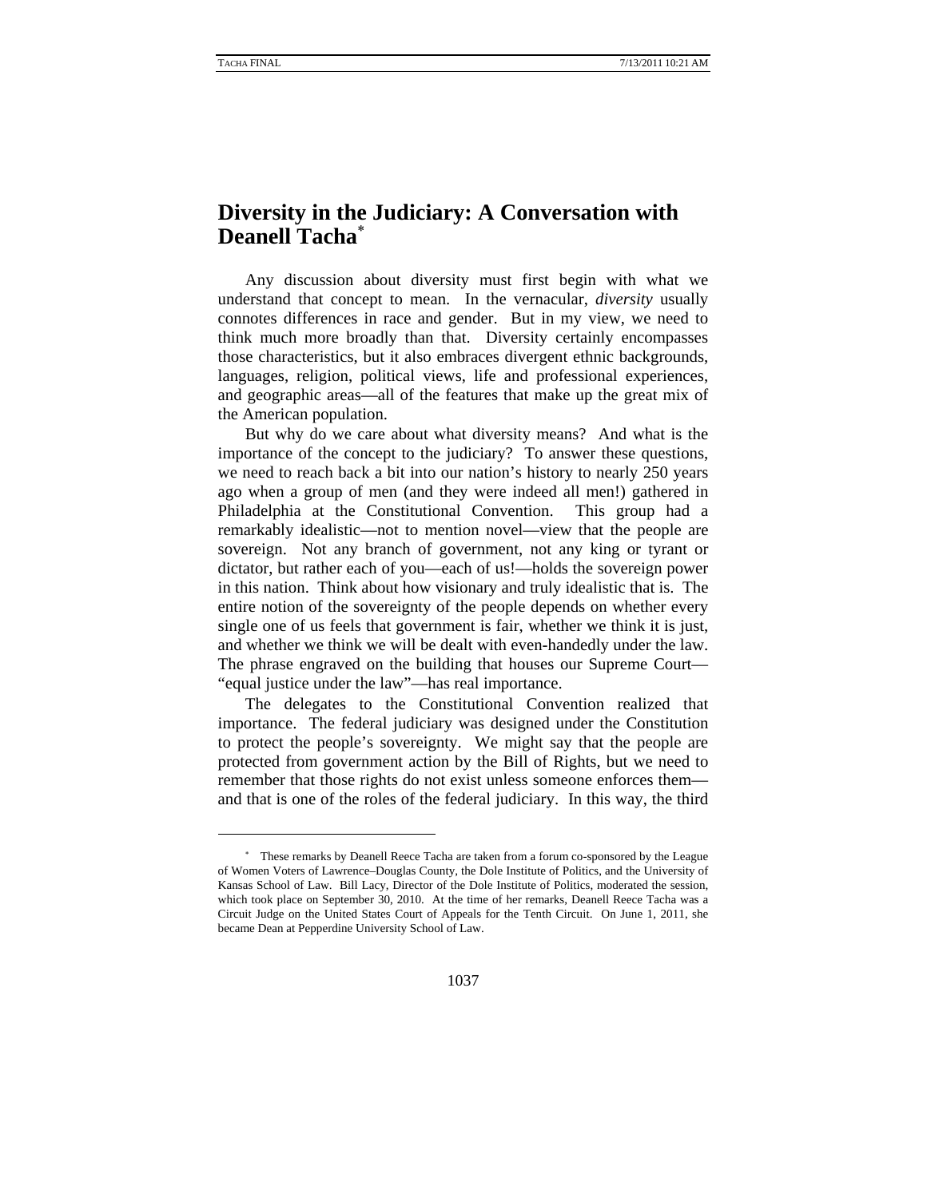# Diversity in the Judiciary: A Conversation with Deanell Tacha[*]

Any discussion about diversity must first begin with what we understand that concept to mean. In the vernacular, *diversity* usually connotes differences in race and gender. But in my view, we need to think much more broadly than that. Diversity certainly encompasses those characteristics, but it also embraces divergent ethnic backgrounds, languages, religion, political views, life and professional experiences, and geographic areas—all of the features that make up the great mix of the American population.

But why do we care about what diversity means? And what is the importance of the concept to the judiciary? To answer these questions, we need to reach back a bit into our nation's history to nearly 250 years ago when a group of men (and they were indeed all men!) gathered in Philadelphia at the Constitutional Convention. This group had a remarkably idealistic—not to mention novel—view that the people are sovereign. Not any branch of government, not any king or tyrant or dictator, but rather each of you—each of us!—holds the sovereign power in this nation. Think about how visionary and truly idealistic that is. The entire notion of the sovereignty of the people depends on whether every single one of us feels that government is fair, whether we think it is just, and whether we think we will be dealt with even-handedly under the law. The phrase engraved on the building that houses our Supreme Court—"equal justice under the law"—has real importance.

The delegates to the Constitutional Convention realized that importance. The federal judiciary was designed under the Constitution to protect the people's sovereignty. We might say that the people are protected from government action by the Bill of Rights, but we need to remember that those rights do not exist unless someone enforces them—and that is one of the roles of the federal judiciary. In this way, the third

[*] These remarks by Deanell Reece Tacha are taken from a forum co-sponsored by the League of Women Voters of Lawrence–Douglas County, the Dole Institute of Politics, and the University of Kansas School of Law. Bill Lacy, Director of the Dole Institute of Politics, moderated the session, which took place on September 30, 2010. At the time of her remarks, Deanell Reece Tacha was a Circuit Judge on the United States Court of Appeals for the Tenth Circuit. On June 1, 2011, she became Dean at Pepperdine University School of Law.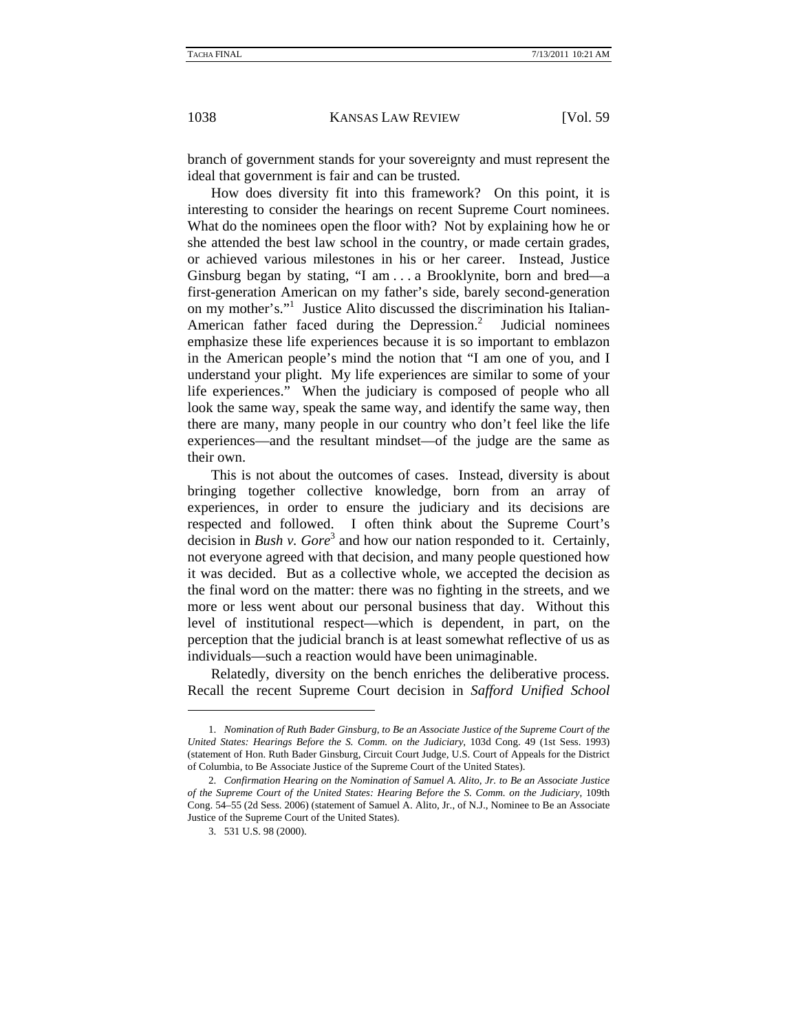branch of government stands for your sovereignty and must represent the ideal that government is fair and can be trusted.

How does diversity fit into this framework? On this point, it is interesting to consider the hearings on recent Supreme Court nominees. What do the nominees open the floor with? Not by explaining how he or she attended the best law school in the country, or made certain grades, or achieved various milestones in his or her career. Instead, Justice Ginsburg began by stating, "I am . . . a Brooklynite, born and bred—a first-generation American on my father's side, barely second-generation on my mother's."[1] Justice Alito discussed the discrimination his Italian-American father faced during the Depression.[2] Judicial nominees emphasize these life experiences because it is so important to emblazon in the American people's mind the notion that "I am one of you, and I understand your plight. My life experiences are similar to some of your life experiences." When the judiciary is composed of people who all look the same way, speak the same way, and identify the same way, then there are many, many people in our country who don't feel like the life experiences—and the resultant mindset—of the judge are the same as their own.

This is not about the outcomes of cases. Instead, diversity is about bringing together collective knowledge, born from an array of experiences, in order to ensure the judiciary and its decisions are respected and followed. I often think about the Supreme Court's decision in *Bush v. Gore*[3] and how our nation responded to it. Certainly, not everyone agreed with that decision, and many people questioned how it was decided. But as a collective whole, we accepted the decision as the final word on the matter: there was no fighting in the streets, and we more or less went about our personal business that day. Without this level of institutional respect—which is dependent, in part, on the perception that the judicial branch is at least somewhat reflective of us as individuals—such a reaction would have been unimaginable.

Relatedly, diversity on the bench enriches the deliberative process. Recall the recent Supreme Court decision in *Safford Unified School*

---

1. *Nomination of Ruth Bader Ginsburg, to Be an Associate Justice of the Supreme Court of the United States: Hearings Before the S. Comm. on the Judiciary*, 103d Cong. 49 (1st Sess. 1993) (statement of Hon. Ruth Bader Ginsburg, Circuit Court Judge, U.S. Court of Appeals for the District of Columbia, to Be Associate Justice of the Supreme Court of the United States).

2. *Confirmation Hearing on the Nomination of Samuel A. Alito, Jr. to Be an Associate Justice of the Supreme Court of the United States: Hearing Before the S. Comm. on the Judiciary*, 109th Cong. 54–55 (2d Sess. 2006) (statement of Samuel A. Alito, Jr., of N.J., Nominee to Be an Associate Justice of the Supreme Court of the United States).

3. 531 U.S. 98 (2000).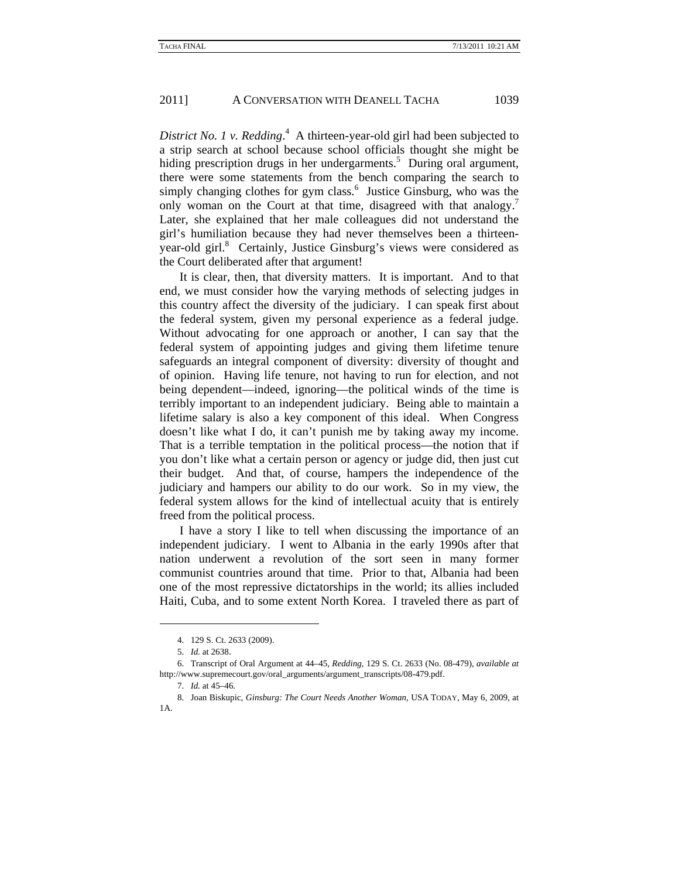*District No. 1 v. Redding*.[4] A thirteen-year-old girl had been subjected to a strip search at school because school officials thought she might be hiding prescription drugs in her undergarments.[5] During oral argument, there were some statements from the bench comparing the search to simply changing clothes for gym class.[6] Justice Ginsburg, who was the only woman on the Court at that time, disagreed with that analogy.[7] Later, she explained that her male colleagues did not understand the girl's humiliation because they had never themselves been a thirteen-year-old girl.[8] Certainly, Justice Ginsburg's views were considered as the Court deliberated after that argument!

It is clear, then, that diversity matters. It is important. And to that end, we must consider how the varying methods of selecting judges in this country affect the diversity of the judiciary. I can speak first about the federal system, given my personal experience as a federal judge. Without advocating for one approach or another, I can say that the federal system of appointing judges and giving them lifetime tenure safeguards an integral component of diversity: diversity of thought and of opinion. Having life tenure, not having to run for election, and not being dependent—indeed, ignoring—the political winds of the time is terribly important to an independent judiciary. Being able to maintain a lifetime salary is also a key component of this ideal. When Congress doesn't like what I do, it can't punish me by taking away my income. That is a terrible temptation in the political process—the notion that if you don't like what a certain person or agency or judge did, then just cut their budget. And that, of course, hampers the independence of the judiciary and hampers our ability to do our work. So in my view, the federal system allows for the kind of intellectual acuity that is entirely freed from the political process.

I have a story I like to tell when discussing the importance of an independent judiciary. I went to Albania in the early 1990s after that nation underwent a revolution of the sort seen in many former communist countries around that time. Prior to that, Albania had been one of the most repressive dictatorships in the world; its allies included Haiti, Cuba, and to some extent North Korea. I traveled there as part of

---

4. 129 S. Ct. 2633 (2009).

5. *Id.* at 2638.

6. Transcript of Oral Argument at 44–45, *Redding*, 129 S. Ct. 2633 (No. 08-479), *available at* http://www.supremecourt.gov/oral_arguments/argument_transcripts/08-479.pdf.

7. *Id.* at 45–46.

8. Joan Biskupic, *Ginsburg: The Court Needs Another Woman*, USA TODAY, May 6, 2009, at 1A.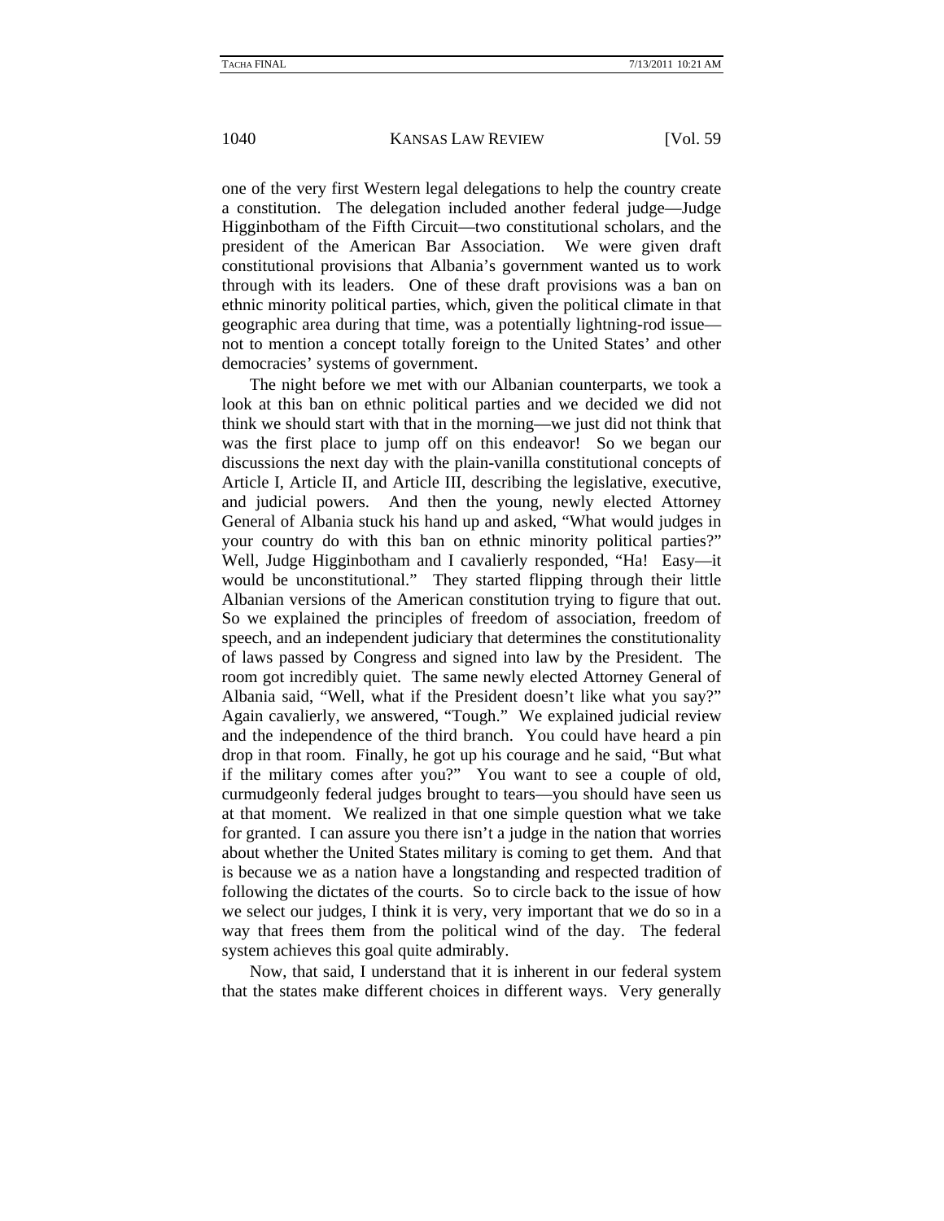one of the very first Western legal delegations to help the country create a constitution. The delegation included another federal judge—Judge Higginbotham of the Fifth Circuit—two constitutional scholars, and the president of the American Bar Association. We were given draft constitutional provisions that Albania's government wanted us to work through with its leaders. One of these draft provisions was a ban on ethnic minority political parties, which, given the political climate in that geographic area during that time, was a potentially lightning-rod issue—not to mention a concept totally foreign to the United States' and other democracies' systems of government.

The night before we met with our Albanian counterparts, we took a look at this ban on ethnic political parties and we decided we did not think we should start with that in the morning—we just did not think that was the first place to jump off on this endeavor! So we began our discussions the next day with the plain-vanilla constitutional concepts of Article I, Article II, and Article III, describing the legislative, executive, and judicial powers. And then the young, newly elected Attorney General of Albania stuck his hand up and asked, "What would judges in your country do with this ban on ethnic minority political parties?" Well, Judge Higginbotham and I cavalierly responded, "Ha! Easy—it would be unconstitutional." They started flipping through their little Albanian versions of the American constitution trying to figure that out. So we explained the principles of freedom of association, freedom of speech, and an independent judiciary that determines the constitutionality of laws passed by Congress and signed into law by the President. The room got incredibly quiet. The same newly elected Attorney General of Albania said, "Well, what if the President doesn't like what you say?" Again cavalierly, we answered, "Tough." We explained judicial review and the independence of the third branch. You could have heard a pin drop in that room. Finally, he got up his courage and he said, "But what if the military comes after you?" You want to see a couple of old, curmudgeonly federal judges brought to tears—you should have seen us at that moment. We realized in that one simple question what we take for granted. I can assure you there isn't a judge in the nation that worries about whether the United States military is coming to get them. And that is because we as a nation have a longstanding and respected tradition of following the dictates of the courts. So to circle back to the issue of how we select our judges, I think it is very, very important that we do so in a way that frees them from the political wind of the day. The federal system achieves this goal quite admirably.

Now, that said, I understand that it is inherent in our federal system that the states make different choices in different ways. Very generally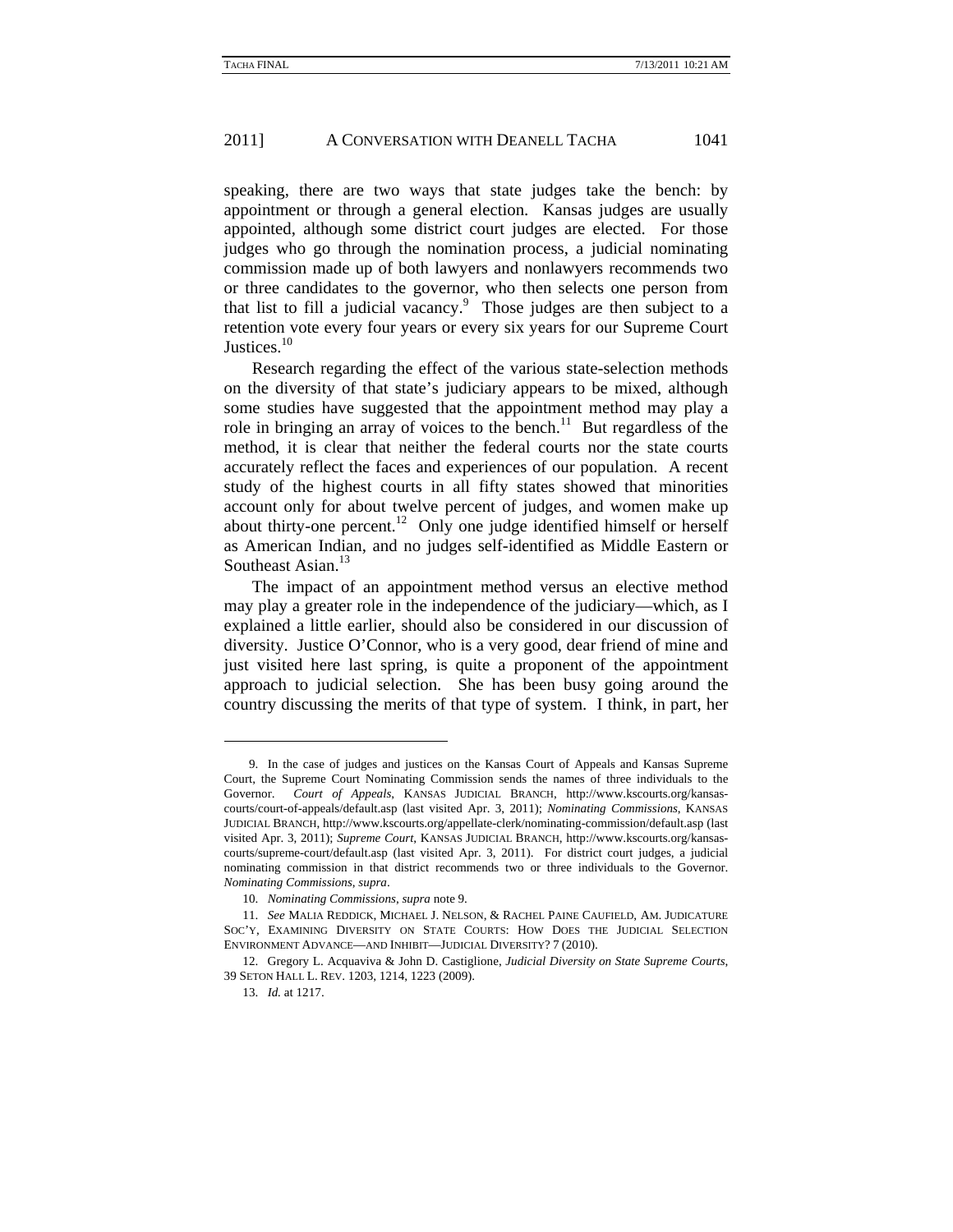speaking, there are two ways that state judges take the bench: by appointment or through a general election. Kansas judges are usually appointed, although some district court judges are elected. For those judges who go through the nomination process, a judicial nominating commission made up of both lawyers and nonlawyers recommends two or three candidates to the governor, who then selects one person from that list to fill a judicial vacancy.[9] Those judges are then subject to a retention vote every four years or every six years for our Supreme Court Justices.[10]

Research regarding the effect of the various state-selection methods on the diversity of that state's judiciary appears to be mixed, although some studies have suggested that the appointment method may play a role in bringing an array of voices to the bench.[11] But regardless of the method, it is clear that neither the federal courts nor the state courts accurately reflect the faces and experiences of our population. A recent study of the highest courts in all fifty states showed that minorities account only for about twelve percent of judges, and women make up about thirty-one percent.[12] Only one judge identified himself or herself as American Indian, and no judges self-identified as Middle Eastern or Southeast Asian.[13]

The impact of an appointment method versus an elective method may play a greater role in the independence of the judiciary—which, as I explained a little earlier, should also be considered in our discussion of diversity. Justice O'Connor, who is a very good, dear friend of mine and just visited here last spring, is quite a proponent of the appointment approach to judicial selection. She has been busy going around the country discussing the merits of that type of system. I think, in part, her

---

9. In the case of judges and justices on the Kansas Court of Appeals and Kansas Supreme Court, the Supreme Court Nominating Commission sends the names of three individuals to the Governor. *Court of Appeals*, KANSAS JUDICIAL BRANCH, http://www.kscourts.org/kansas-courts/court-of-appeals/default.asp (last visited Apr. 3, 2011); *Nominating Commissions*, KANSAS JUDICIAL BRANCH, http://www.kscourts.org/appellate-clerk/nominating-commission/default.asp (last visited Apr. 3, 2011); *Supreme Court*, KANSAS JUDICIAL BRANCH, http://www.kscourts.org/kansas-courts/supreme-court/default.asp (last visited Apr. 3, 2011). For district court judges, a judicial nominating commission in that district recommends two or three individuals to the Governor. *Nominating Commissions*, *supra*.

10. *Nominating Commissions*, *supra* note 9.

11. *See* MALIA REDDICK, MICHAEL J. NELSON, & RACHEL PAINE CAUFIELD, AM. JUDICATURE SOC'Y, EXAMINING DIVERSITY ON STATE COURTS: HOW DOES THE JUDICIAL SELECTION ENVIRONMENT ADVANCE—AND INHIBIT—JUDICIAL DIVERSITY? 7 (2010).

12. Gregory L. Acquaviva & John D. Castiglione, *Judicial Diversity on State Supreme Courts*, 39 SETON HALL L. REV. 1203, 1214, 1223 (2009).

13. *Id.* at 1217.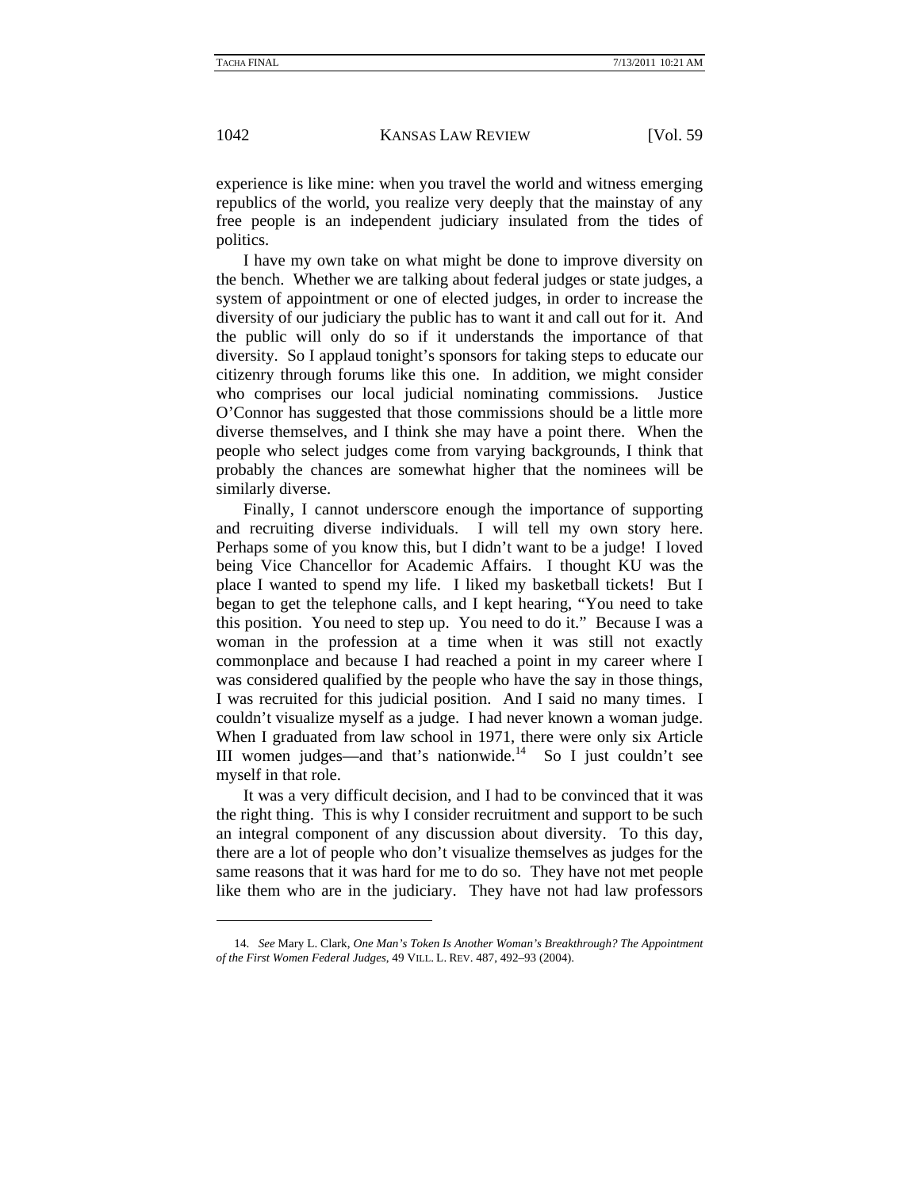experience is like mine: when you travel the world and witness emerging republics of the world, you realize very deeply that the mainstay of any free people is an independent judiciary insulated from the tides of politics.

I have my own take on what might be done to improve diversity on the bench. Whether we are talking about federal judges or state judges, a system of appointment or one of elected judges, in order to increase the diversity of our judiciary the public has to want it and call out for it. And the public will only do so if it understands the importance of that diversity. So I applaud tonight's sponsors for taking steps to educate our citizenry through forums like this one. In addition, we might consider who comprises our local judicial nominating commissions. Justice O'Connor has suggested that those commissions should be a little more diverse themselves, and I think she may have a point there. When the people who select judges come from varying backgrounds, I think that probably the chances are somewhat higher that the nominees will be similarly diverse.

Finally, I cannot underscore enough the importance of supporting and recruiting diverse individuals. I will tell my own story here. Perhaps some of you know this, but I didn't want to be a judge! I loved being Vice Chancellor for Academic Affairs. I thought KU was the place I wanted to spend my life. I liked my basketball tickets! But I began to get the telephone calls, and I kept hearing, "You need to take this position. You need to step up. You need to do it." Because I was a woman in the profession at a time when it was still not exactly commonplace and because I had reached a point in my career where I was considered qualified by the people who have the say in those things, I was recruited for this judicial position. And I said no many times. I couldn't visualize myself as a judge. I had never known a woman judge. When I graduated from law school in 1971, there were only six Article III women judges—and that's nationwide.[14] So I just couldn't see myself in that role.

It was a very difficult decision, and I had to be convinced that it was the right thing. This is why I consider recruitment and support to be such an integral component of any discussion about diversity. To this day, there are a lot of people who don't visualize themselves as judges for the same reasons that it was hard for me to do so. They have not met people like them who are in the judiciary. They have not had law professors

---

14. *See* Mary L. Clark, *One Man's Token Is Another Woman's Breakthrough? The Appointment of the First Women Federal Judges*, 49 VILL. L. REV. 487, 492–93 (2004).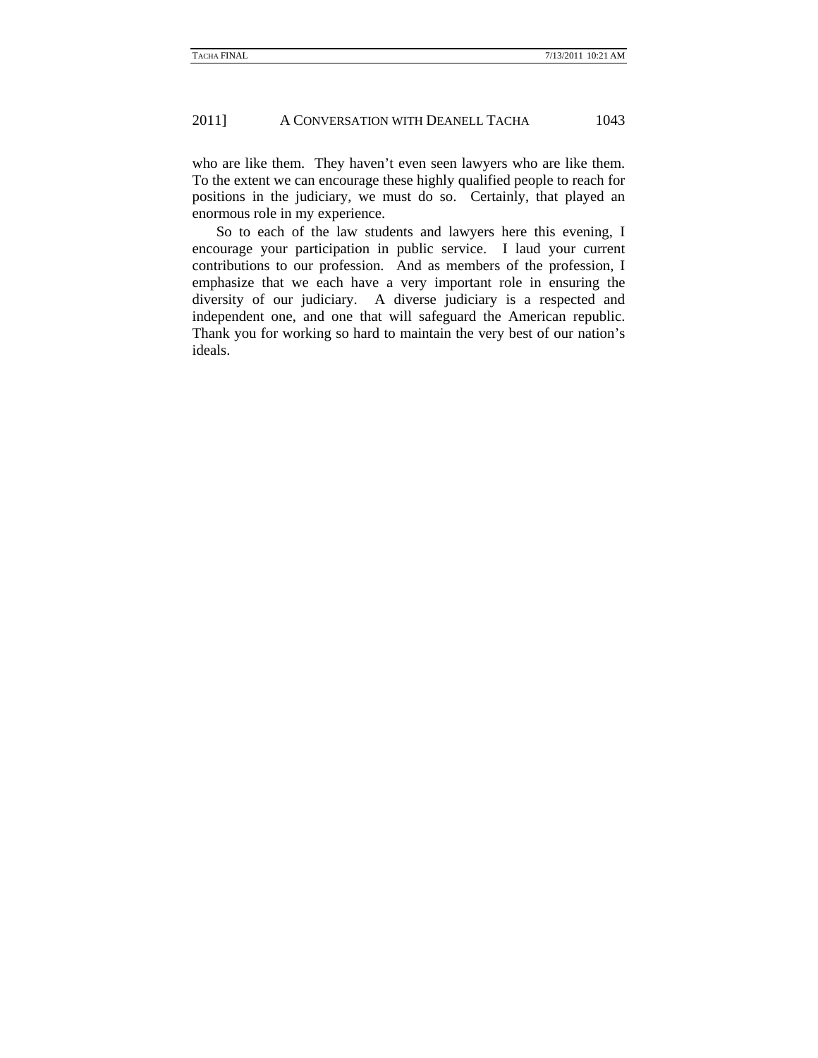who are like them. They haven't even seen lawyers who are like them. To the extent we can encourage these highly qualified people to reach for positions in the judiciary, we must do so. Certainly, that played an enormous role in my experience.

So to each of the law students and lawyers here this evening, I encourage your participation in public service. I laud your current contributions to our profession. And as members of the profession, I emphasize that we each have a very important role in ensuring the diversity of our judiciary. A diverse judiciary is a respected and independent one, and one that will safeguard the American republic. Thank you for working so hard to maintain the very best of our nation's ideals.